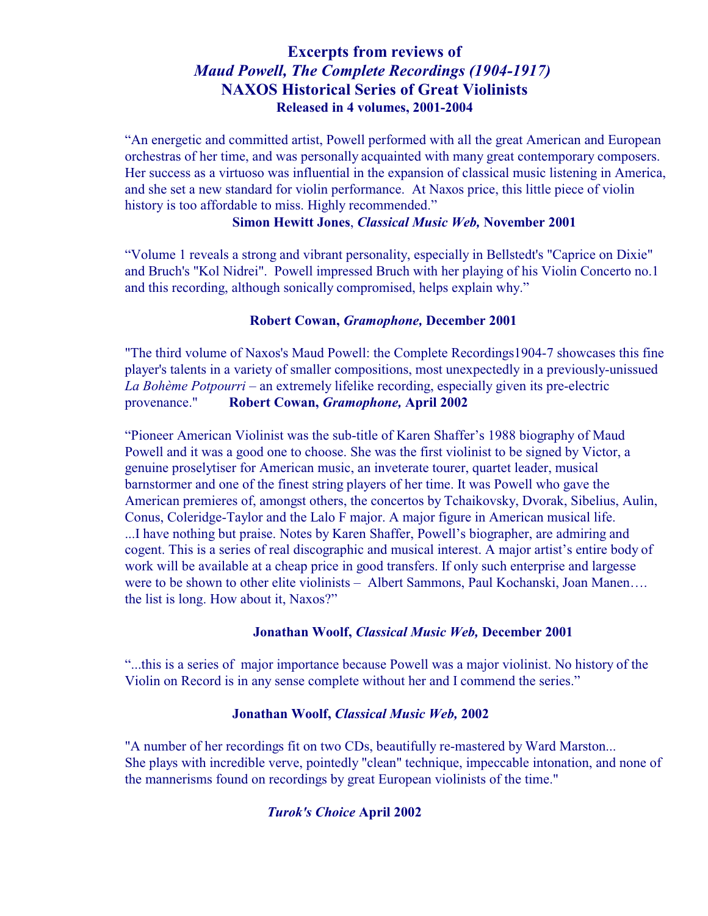# Excerpts from reviews of *Maud Powell, The Complete Recordings (1904-1917)* NAXOS Historical Series of Great Violinists

### Released in 4 volumes, 2001-2004

"An energetic and committed artist, Powell performed with all the great American and European orchestras of her time, and was personally acquainted with many great contemporary composers. Her success as a virtuoso was influential in the expansion of classical music listening in America, and she set a new standard for violin performance. At Naxos price, this little piece of violin history is too affordable to miss. Highly recommended."

**Simon Hewitt Jones**, ***Classical Music Web,*** **November 2001**

"Volume 1 reveals a strong and vibrant personality, especially in Bellstedt's "Caprice on Dixie" and Bruch's "Kol Nidrei". Powell impressed Bruch with her playing of his Violin Concerto no.1 and this recording, although sonically compromised, helps explain why."

**Robert Cowan,** ***Gramophone,*** **December 2001**

"The third volume of Naxos's Maud Powell: the Complete Recordings1904-7 showcases this fine player's talents in a variety of smaller compositions, most unexpectedly in a previously-unissued *La Bohème Potpourri* – an extremely lifelike recording, especially given its pre-electric provenance." **Robert Cowan,** ***Gramophone,*** **April 2002**

"Pioneer American Violinist was the sub-title of Karen Shaffer's 1988 biography of Maud Powell and it was a good one to choose. She was the first violinist to be signed by Victor, a genuine proselytiser for American music, an inveterate tourer, quartet leader, musical barnstormer and one of the finest string players of her time. It was Powell who gave the American premieres of, amongst others, the concertos by Tchaikovsky, Dvorak, Sibelius, Aulin, Conus, Coleridge-Taylor and the Lalo F major. A major figure in American musical life. ...I have nothing but praise. Notes by Karen Shaffer, Powell's biographer, are admiring and cogent. This is a series of real discographic and musical interest. A major artist's entire body of work will be available at a cheap price in good transfers. If only such enterprise and largesse were to be shown to other elite violinists – Albert Sammons, Paul Kochanski, Joan Manen…. the list is long. How about it, Naxos?"

**Jonathan Woolf,** ***Classical Music Web,*** **December 2001**

"...this is a series of major importance because Powell was a major violinist. No history of the Violin on Record is in any sense complete without her and I commend the series."

**Jonathan Woolf,** ***Classical Music Web,*** **2002**

"A number of her recordings fit on two CDs, beautifully re-mastered by Ward Marston... She plays with incredible verve, pointedly "clean" technique, impeccable intonation, and none of the mannerisms found on recordings by great European violinists of the time."

***Turok's Choice*** **April 2002**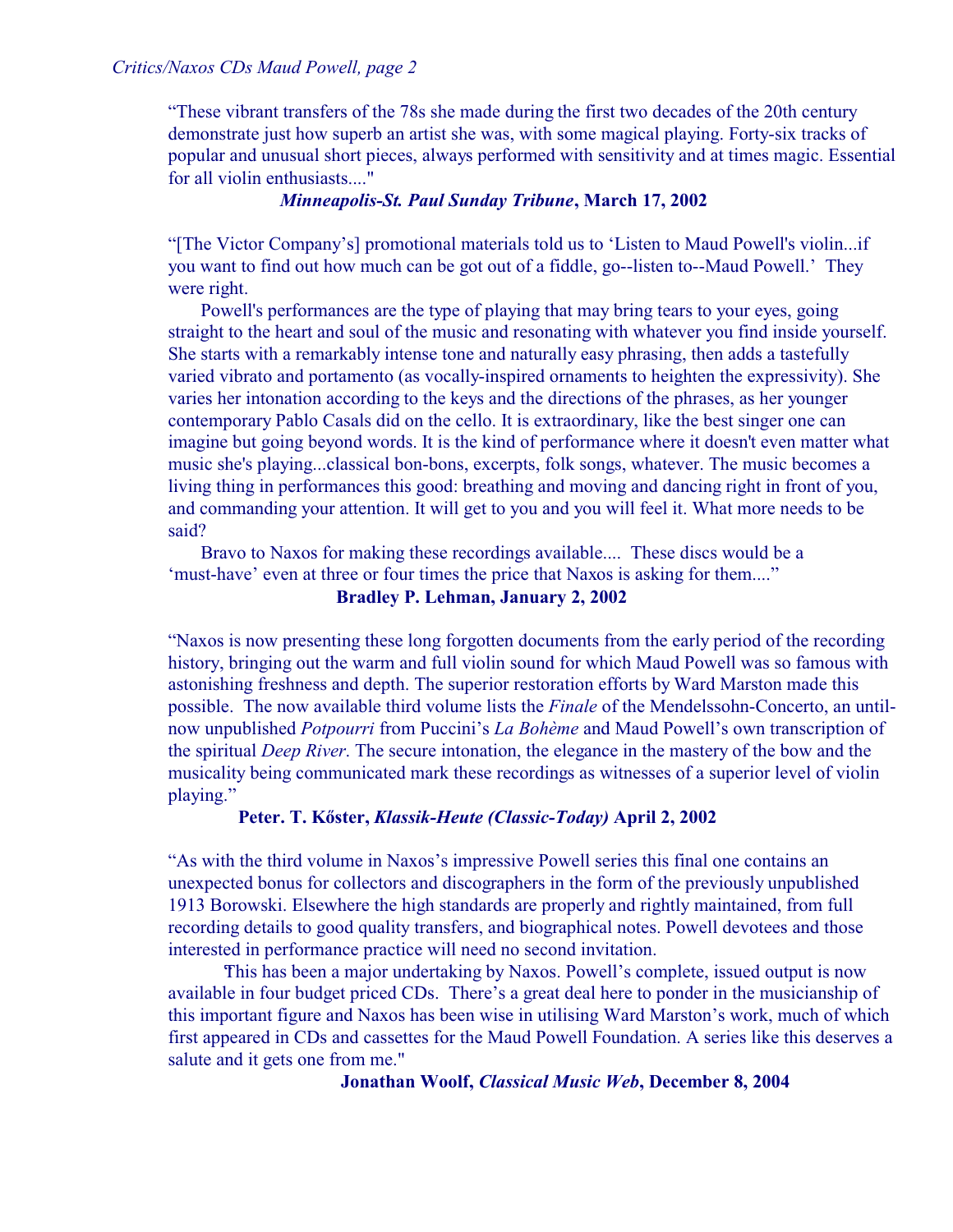“These vibrant transfers of the 78s she made during the first two decades of the 20th century demonstrate just how superb an artist she was, with some magical playing. Forty-six tracks of popular and unusual short pieces, always performed with sensitivity and at times magic. Essential for all violin enthusiasts...."

***Minneapolis-St. Paul Sunday Tribune*, March 17, 2002**

“[The Victor Company’s] promotional materials told us to ‘Listen to Maud Powell's violin...if you want to find out how much can be got out of a fiddle, go--listen to--Maud Powell.’ They were right.

Powell's performances are the type of playing that may bring tears to your eyes, going straight to the heart and soul of the music and resonating with whatever you find inside yourself. She starts with a remarkably intense tone and naturally easy phrasing, then adds a tastefully varied vibrato and portamento (as vocally-inspired ornaments to heighten the expressivity). She varies her intonation according to the keys and the directions of the phrases, as her younger contemporary Pablo Casals did on the cello. It is extraordinary, like the best singer one can imagine but going beyond words. It is the kind of performance where it doesn't even matter what music she's playing...classical bon-bons, excerpts, folk songs, whatever. The music becomes a living thing in performances this good: breathing and moving and dancing right in front of you, and commanding your attention. It will get to you and you will feel it. What more needs to be said?

Bravo to Naxos for making these recordings available.... These discs would be a ‘must-have’ even at three or four times the price that Naxos is asking for them....”

**Bradley P. Lehman, January 2, 2002**

“Naxos is now presenting these long forgotten documents from the early period of the recording history, bringing out the warm and full violin sound for which Maud Powell was so famous with astonishing freshness and depth. The superior restoration efforts by Ward Marston made this possible. The now available third volume lists the *Finale* of the Mendelssohn-Concerto, an until-now unpublished *Potpourri* from Puccini’s *La Bohème* and Maud Powell’s own transcription of the spiritual *Deep River*. The secure intonation, the elegance in the mastery of the bow and the musicality being communicated mark these recordings as witnesses of a superior level of violin playing.”

**Peter. T. Kőster, *Klassik-Heute (Classic-Today)* April 2, 2002**

“As with the third volume in Naxos’s impressive Powell series this final one contains an unexpected bonus for collectors and discographers in the form of the previously unpublished 1913 Borowski. Elsewhere the high standards are properly and rightly maintained, from full recording details to good quality transfers, and biographical notes. Powell devotees and those interested in performance practice will need no second invitation.

This has been a major undertaking by Naxos. Powell’s complete, issued output is now available in four budget priced CDs. There’s a great deal here to ponder in the musicianship of this important figure and Naxos has been wise in utilising Ward Marston’s work, much of which first appeared in CDs and cassettes for the Maud Powell Foundation. A series like this deserves a salute and it gets one from me."

**Jonathan Woolf, *Classical Music Web*, December 8, 2004**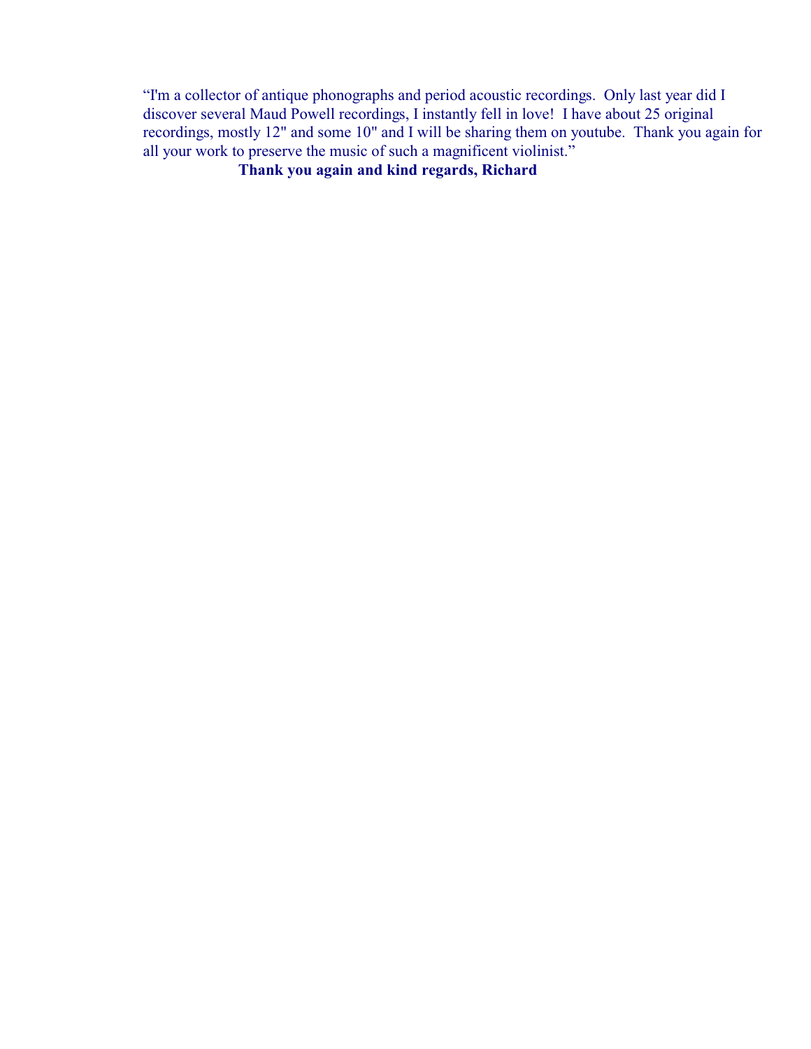“I'm a collector of antique phonographs and period acoustic recordings.  Only last year did I discover several Maud Powell recordings, I instantly fell in love!  I have about 25 original recordings, mostly 12" and some 10" and I will be sharing them on youtube.  Thank you again for all your work to preserve the music of such a magnificent violinist.”

**Thank you again and kind regards, Richard**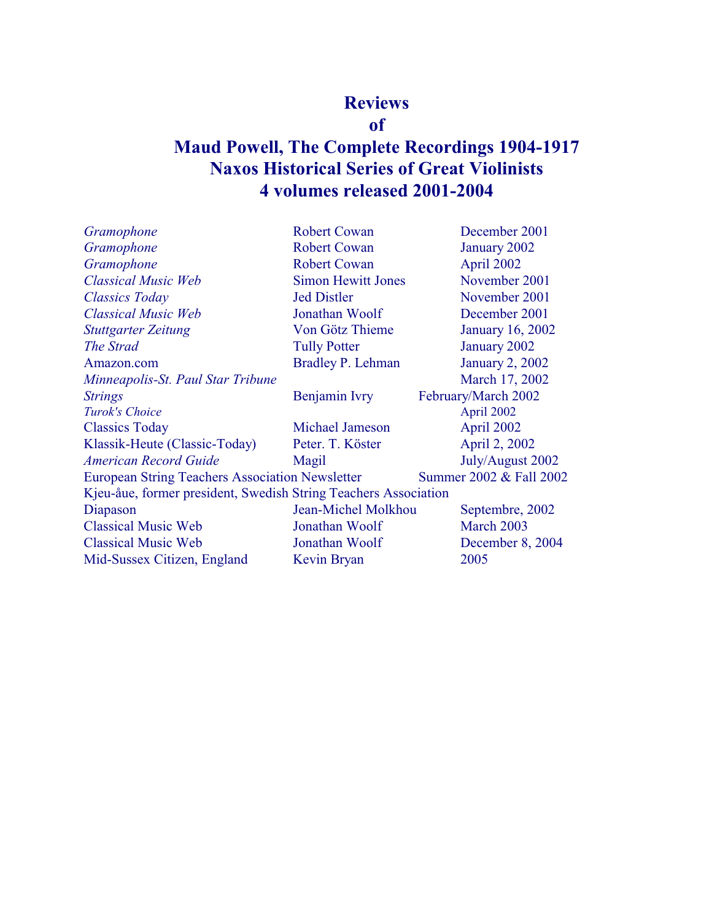# Reviews
# of
# Maud Powell, The Complete Recordings 1904-1917
# Naxos Historical Series of Great Violinists
# 4 volumes released 2001-2004

| | | |
|---|---|---|
| *Gramophone* | Robert Cowan | December 2001 |
| *Gramophone* | Robert Cowan | January 2002 |
| *Gramophone* | Robert Cowan | April 2002 |
| *Classical Music Web* | Simon Hewitt Jones | November 2001 |
| *Classics Today* | Jed Distler | November 2001 |
| *Classical Music Web* | Jonathan Woolf | December 2001 |
| *Stuttgarter Zeitung* | Von Götz Thieme | January 16, 2002 |
| *The Strad* | Tully Potter | January 2002 |
| Amazon.com | Bradley P. Lehman | January 2, 2002 |
| *Minneapolis-St. Paul Star Tribune* | | March 17, 2002 |
| *Strings* | Benjamin Ivry | February/March 2002 |
| *Turok's Choice* | | April 2002 |
| Classics Today | Michael Jameson | April 2002 |
| Klassik-Heute (Classic-Today) | Peter. T. Köster | April 2, 2002 |
| *American Record Guide* | Magil | July/August 2002 |
| European String Teachers Association Newsletter | | Summer 2002 & Fall 2002 |
| Kjeu-åue, former president, Swedish String Teachers Association | | |
| Diapason | Jean-Michel Molkhou | Septembre, 2002 |
| Classical Music Web | Jonathan Woolf | March 2003 |
| Classical Music Web | Jonathan Woolf | December 8, 2004 |
| Mid-Sussex Citizen, England | Kevin Bryan | 2005 |